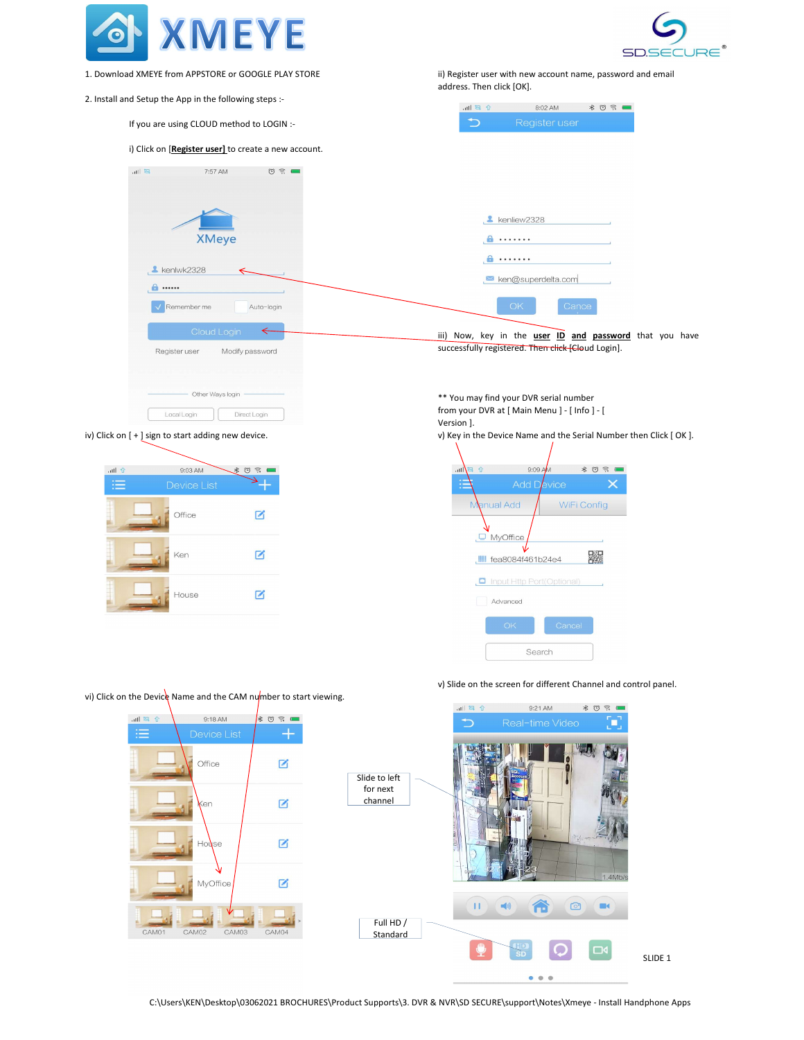# XMEYE

SD.SECURE®

1. Download XMEYE from APPSTORE or GOOGLE PLAY STORE

2. Install and Setup the App in the following steps :-

If you are using CLOUD method to LOGIN :-

i) Click on [**Register user**] to create a new account.

ii) Register user with new account name, password and email address. Then click [OK].

iii) Now, key in the **user ID and password** that you have successfully registered. Then click [Cloud Login].

** You may find your DVR serial number from your DVR at [ Main Menu ] - [ Info ] - [ Version ].

iv) Click on [ + ] sign to start adding new device.

v) Key in the Device Name and the Serial Number then Click [ OK ].

vi) Click on the Device Name and the CAM number to start viewing.

v) Slide on the screen for different Channel and control panel.

Slide to left for next channel

Full HD / Standard

SLIDE 1

C:\Users\KEN\Desktop\03062021 BROCHURES\Product Supports\3. DVR & NVR\SD SECURE\support\Notes\Xmeye - Install Handphone Apps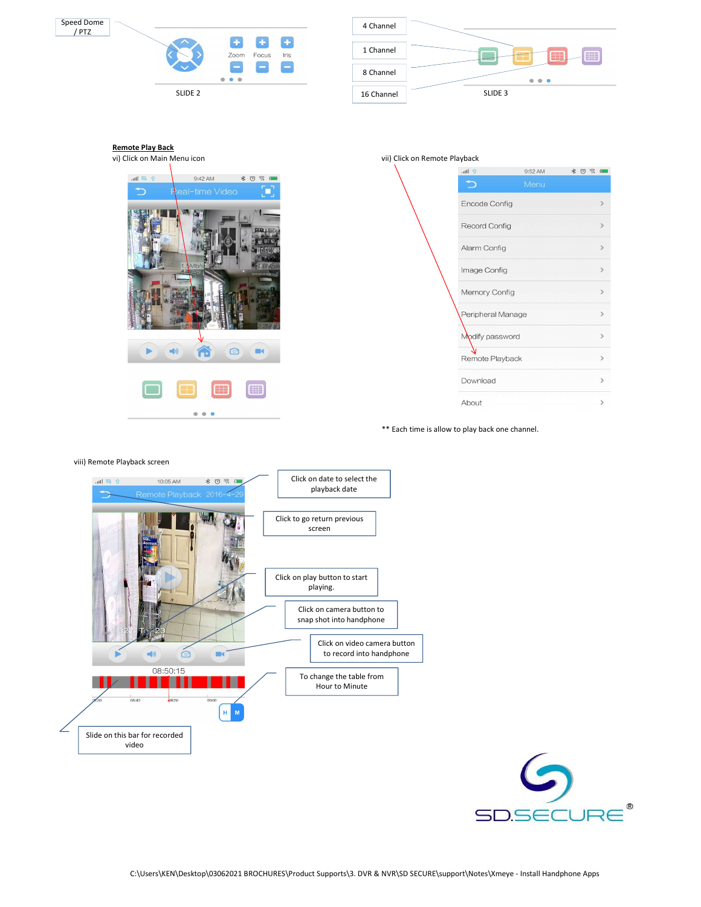Speed Dome / PTZ

Zoom Focus Iris

SLIDE 2

4 Channel

1 Channel

8 Channel

16 Channel

SLIDE 3

**Remote Play Back**

vi) Click on Main Menu icon

9:42 AM

Real-time Video

vii) Click on Remote Playback

9:52 AM

Menu

Encode Config

Record Config

Alarm Config

Image Config

Memory Config

Peripheral Manage

Modify password

Remote Playback

Download

About

** Each time is allow to play back one channel.

viii) Remote Playback screen

10:05 AM

Remote Playback 2016-4-29

Click on date to select the playback date

Click to go return previous screen

Click on play button to start playing.

Click on camera button to snap shot into handphone

Click on video camera button to record into handphone

08:50:15

To change the table from Hour to Minute

H M

Slide on this bar for recorded video

SD.SECURE®

C:\Users\KEN\Desktop\03062021 BROCHURES\Product Supports\3. DVR & NVR\SD SECURE\support\Notes\Xmeye - Install Handphone Apps